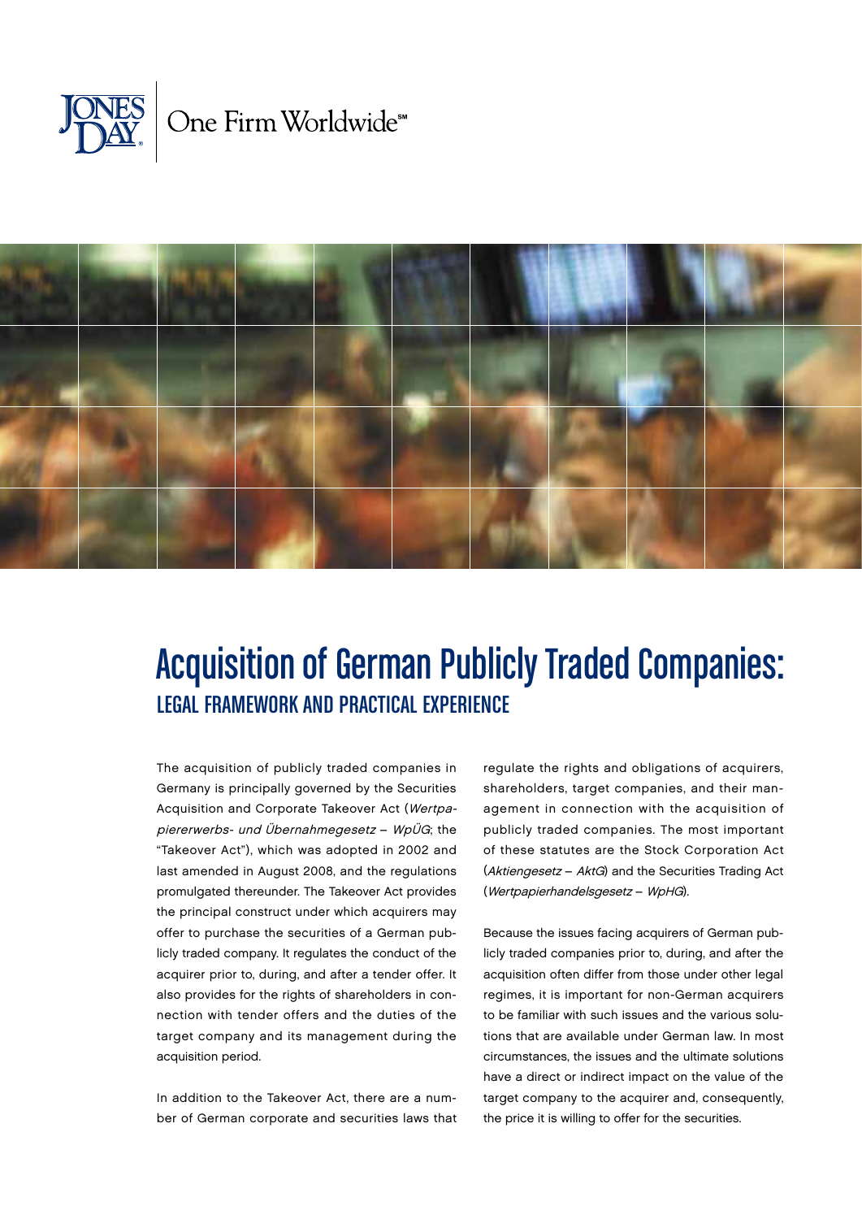# Acquisition of German Publicly Traded Companies:

## LEGAL FRAMEWORK AND PRACTICAL EXPERIENCE

The acquisition of publicly traded companies in Germany is principally governed by the Securities Acquisition and Corporate Takeover Act (*Wertpapiererwerbs- und Übernahmegesetz – WpÜG*; the "Takeover Act"), which was adopted in 2002 and last amended in August 2008, and the regulations promulgated thereunder. The Takeover Act provides the principal construct under which acquirers may offer to purchase the securities of a German publicly traded company. It regulates the conduct of the acquirer prior to, during, and after a tender offer. It also provides for the rights of shareholders in connection with tender offers and the duties of the target company and its management during the acquisition period.

In addition to the Takeover Act, there are a number of German corporate and securities laws that regulate the rights and obligations of acquirers, shareholders, target companies, and their management in connection with the acquisition of publicly traded companies. The most important of these statutes are the Stock Corporation Act (*Aktiengesetz – AktG*) and the Securities Trading Act (*Wertpapierhandelsgesetz – WpHG*).

Because the issues facing acquirers of German publicly traded companies prior to, during, and after the acquisition often differ from those under other legal regimes, it is important for non-German acquirers to be familiar with such issues and the various solutions that are available under German law. In most circumstances, the issues and the ultimate solutions have a direct or indirect impact on the value of the target company to the acquirer and, consequently, the price it is willing to offer for the securities.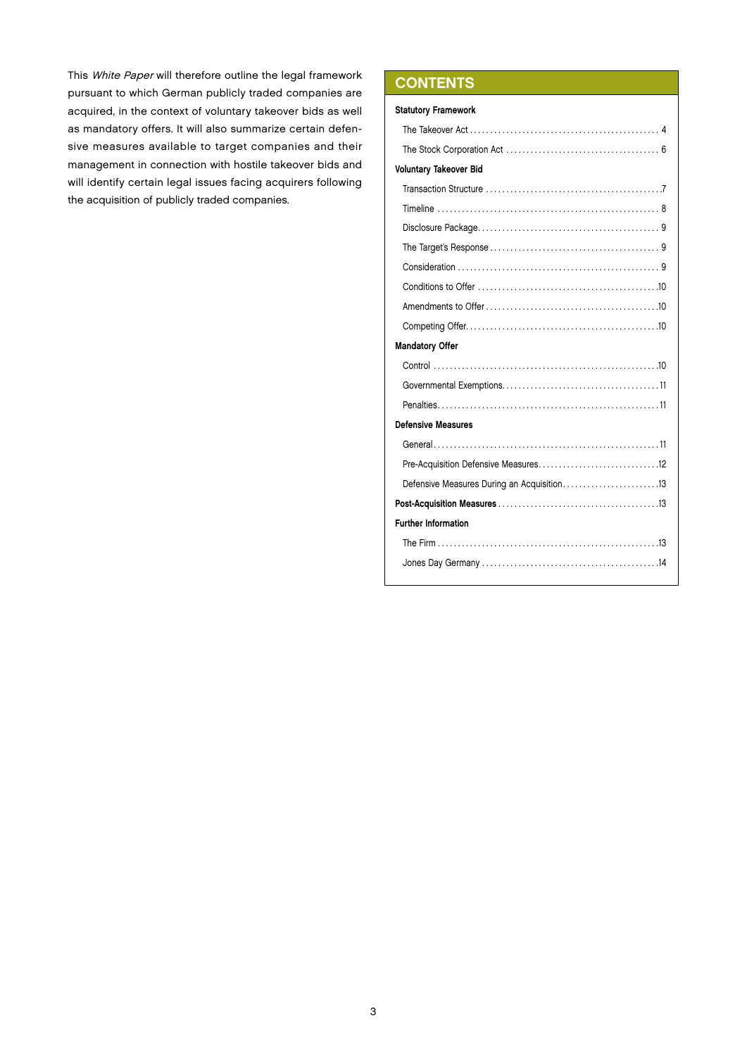This *White Paper* will therefore outline the legal framework pursuant to which German publicly traded companies are acquired, in the context of voluntary takeover bids as well as mandatory offers. It will also summarize certain defensive measures available to target companies and their management in connection with hostile takeover bids and will identify certain legal issues facing acquirers following the acquisition of publicly traded companies.

## CONTENTS

**Statutory Framework**

- The Takeover Act .......... 4
- The Stock Corporation Act .......... 6

**Voluntary Takeover Bid**

- Transaction Structure .......... 7
- Timeline .......... 8
- Disclosure Package .......... 9
- The Target's Response .......... 9
- Consideration .......... 9
- Conditions to Offer .......... 10
- Amendments to Offer .......... 10
- Competing Offer .......... 10

**Mandatory Offer**

- Control .......... 10
- Governmental Exemptions .......... 11
- Penalties .......... 11

**Defensive Measures**

- General .......... 11
- Pre-Acquisition Defensive Measures .......... 12
- Defensive Measures During an Acquisition .......... 13

**Post-Acquisition Measures** .......... 13

**Further Information**

- The Firm .......... 13
- Jones Day Germany .......... 14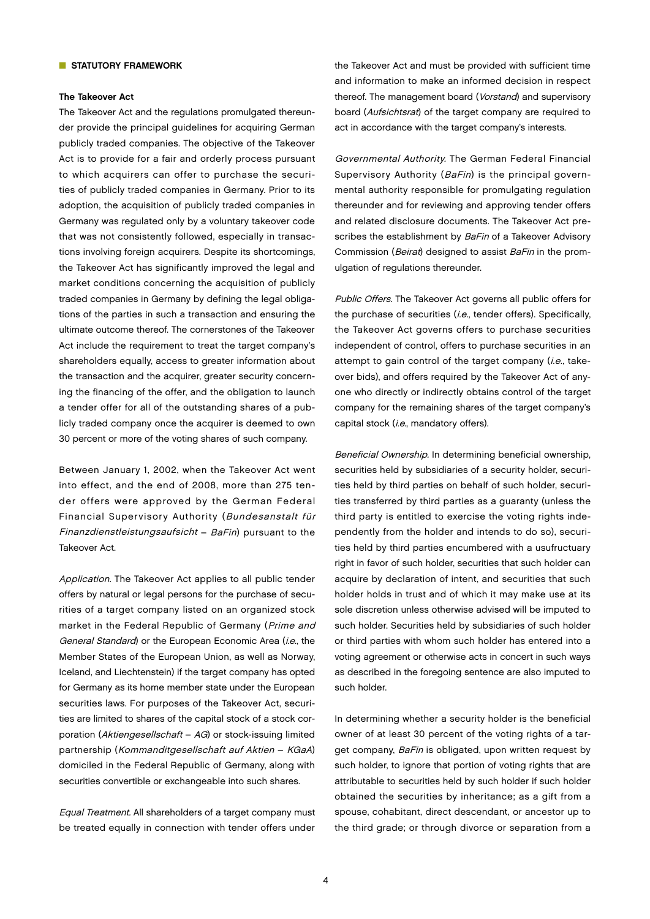## STATUTORY FRAMEWORK

### The Takeover Act

The Takeover Act and the regulations promulgated thereunder provide the principal guidelines for acquiring German publicly traded companies. The objective of the Takeover Act is to provide for a fair and orderly process pursuant to which acquirers can offer to purchase the securities of publicly traded companies in Germany. Prior to its adoption, the acquisition of publicly traded companies in Germany was regulated only by a voluntary takeover code that was not consistently followed, especially in transactions involving foreign acquirers. Despite its shortcomings, the Takeover Act has significantly improved the legal and market conditions concerning the acquisition of publicly traded companies in Germany by defining the legal obligations of the parties in such a transaction and ensuring the ultimate outcome thereof. The cornerstones of the Takeover Act include the requirement to treat the target company's shareholders equally, access to greater information about the transaction and the acquirer, greater security concerning the financing of the offer, and the obligation to launch a tender offer for all of the outstanding shares of a publicly traded company once the acquirer is deemed to own 30 percent or more of the voting shares of such company.

Between January 1, 2002, when the Takeover Act went into effect, and the end of 2008, more than 275 tender offers were approved by the German Federal Financial Supervisory Authority (*Bundesanstalt für Finanzdienstleistungsaufsicht – BaFin*) pursuant to the Takeover Act.

*Application.* The Takeover Act applies to all public tender offers by natural or legal persons for the purchase of securities of a target company listed on an organized stock market in the Federal Republic of Germany (*Prime and General Standard*) or the European Economic Area (*i.e.*, the Member States of the European Union, as well as Norway, Iceland, and Liechtenstein) if the target company has opted for Germany as its home member state under the European securities laws. For purposes of the Takeover Act, securities are limited to shares of the capital stock of a stock corporation (*Aktiengesellschaft – AG*) or stock-issuing limited partnership (*Kommanditgesellschaft auf Aktien – KGaA*) domiciled in the Federal Republic of Germany, along with securities convertible or exchangeable into such shares.

*Equal Treatment.* All shareholders of a target company must be treated equally in connection with tender offers under the Takeover Act and must be provided with sufficient time and information to make an informed decision in respect thereof. The management board (*Vorstand*) and supervisory board (*Aufsichtsrat*) of the target company are required to act in accordance with the target company's interests.

*Governmental Authority.* The German Federal Financial Supervisory Authority (*BaFin*) is the principal governmental authority responsible for promulgating regulation thereunder and for reviewing and approving tender offers and related disclosure documents. The Takeover Act prescribes the establishment by *BaFin* of a Takeover Advisory Commission (*Beirat*) designed to assist *BaFin* in the promulgation of regulations thereunder.

*Public Offers.* The Takeover Act governs all public offers for the purchase of securities (*i.e.*, tender offers). Specifically, the Takeover Act governs offers to purchase securities independent of control, offers to purchase securities in an attempt to gain control of the target company (*i.e.*, takeover bids), and offers required by the Takeover Act of anyone who directly or indirectly obtains control of the target company for the remaining shares of the target company's capital stock (*i.e.*, mandatory offers).

*Beneficial Ownership.* In determining beneficial ownership, securities held by subsidiaries of a security holder, securities held by third parties on behalf of such holder, securities transferred by third parties as a guaranty (unless the third party is entitled to exercise the voting rights independently from the holder and intends to do so), securities held by third parties encumbered with a usufructuary right in favor of such holder, securities that such holder can acquire by declaration of intent, and securities that such holder holds in trust and of which it may make use at its sole discretion unless otherwise advised will be imputed to such holder. Securities held by subsidiaries of such holder or third parties with whom such holder has entered into a voting agreement or otherwise acts in concert in such ways as described in the foregoing sentence are also imputed to such holder.

In determining whether a security holder is the beneficial owner of at least 30 percent of the voting rights of a target company, *BaFin* is obligated, upon written request by such holder, to ignore that portion of voting rights that are attributable to securities held by such holder if such holder obtained the securities by inheritance; as a gift from a spouse, cohabitant, direct descendant, or ancestor up to the third grade; or through divorce or separation from a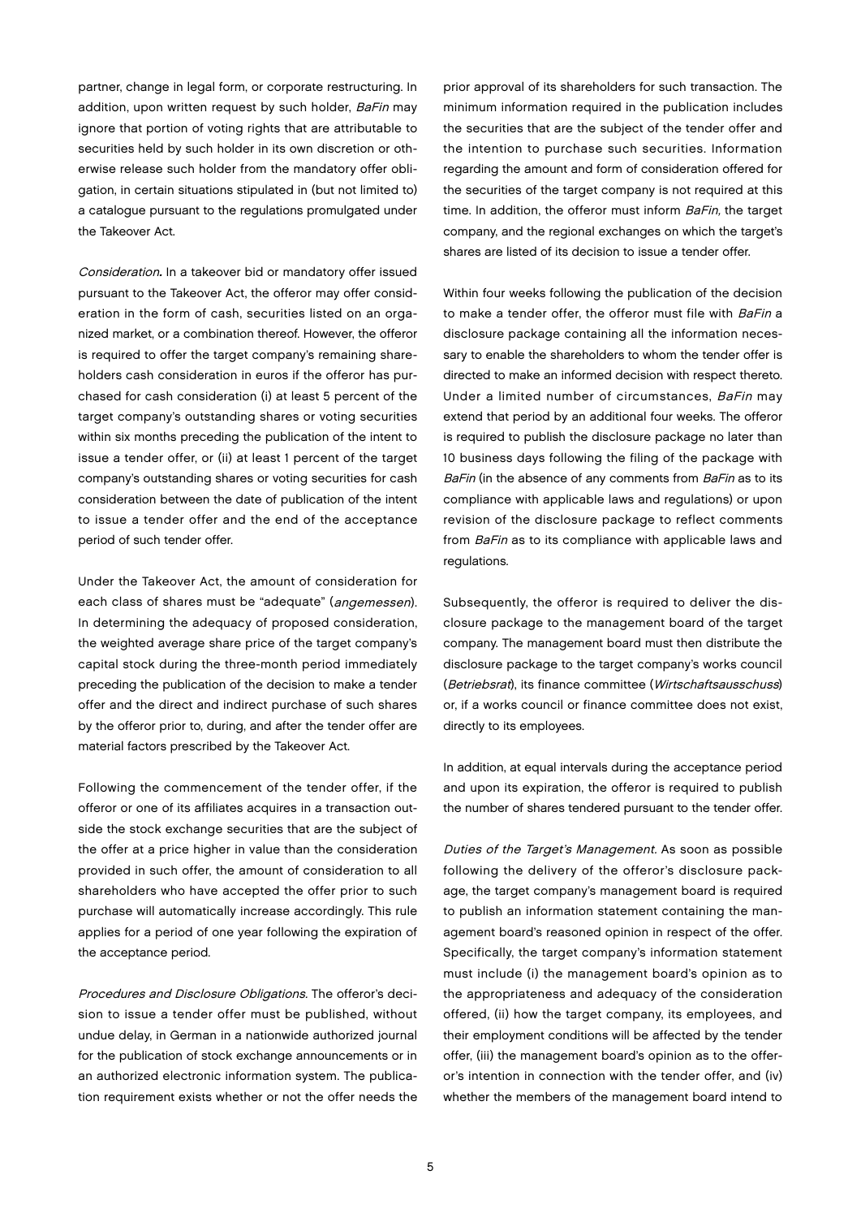partner, change in legal form, or corporate restructuring. In addition, upon written request by such holder, *BaFin* may ignore that portion of voting rights that are attributable to securities held by such holder in its own discretion or otherwise release such holder from the mandatory offer obligation, in certain situations stipulated in (but not limited to) a catalogue pursuant to the regulations promulgated under the Takeover Act.

*Consideration.* In a takeover bid or mandatory offer issued pursuant to the Takeover Act, the offeror may offer consideration in the form of cash, securities listed on an organized market, or a combination thereof. However, the offeror is required to offer the target company's remaining shareholders cash consideration in euros if the offeror has purchased for cash consideration (i) at least 5 percent of the target company's outstanding shares or voting securities within six months preceding the publication of the intent to issue a tender offer, or (ii) at least 1 percent of the target company's outstanding shares or voting securities for cash consideration between the date of publication of the intent to issue a tender offer and the end of the acceptance period of such tender offer.

Under the Takeover Act, the amount of consideration for each class of shares must be "adequate" (*angemessen*). In determining the adequacy of proposed consideration, the weighted average share price of the target company's capital stock during the three-month period immediately preceding the publication of the decision to make a tender offer and the direct and indirect purchase of such shares by the offeror prior to, during, and after the tender offer are material factors prescribed by the Takeover Act.

Following the commencement of the tender offer, if the offeror or one of its affiliates acquires in a transaction outside the stock exchange securities that are the subject of the offer at a price higher in value than the consideration provided in such offer, the amount of consideration to all shareholders who have accepted the offer prior to such purchase will automatically increase accordingly. This rule applies for a period of one year following the expiration of the acceptance period.

*Procedures and Disclosure Obligations.* The offeror's decision to issue a tender offer must be published, without undue delay, in German in a nationwide authorized journal for the publication of stock exchange announcements or in an authorized electronic information system. The publication requirement exists whether or not the offer needs the prior approval of its shareholders for such transaction. The minimum information required in the publication includes the securities that are the subject of the tender offer and the intention to purchase such securities. Information regarding the amount and form of consideration offered for the securities of the target company is not required at this time. In addition, the offeror must inform *BaFin,* the target company, and the regional exchanges on which the target's shares are listed of its decision to issue a tender offer.

Within four weeks following the publication of the decision to make a tender offer, the offeror must file with *BaFin* a disclosure package containing all the information necessary to enable the shareholders to whom the tender offer is directed to make an informed decision with respect thereto. Under a limited number of circumstances, *BaFin* may extend that period by an additional four weeks. The offeror is required to publish the disclosure package no later than 10 business days following the filing of the package with *BaFin* (in the absence of any comments from *BaFin* as to its compliance with applicable laws and regulations) or upon revision of the disclosure package to reflect comments from *BaFin* as to its compliance with applicable laws and regulations.

Subsequently, the offeror is required to deliver the disclosure package to the management board of the target company. The management board must then distribute the disclosure package to the target company's works council (*Betriebsrat*), its finance committee (*Wirtschaftsausschuss*) or, if a works council or finance committee does not exist, directly to its employees.

In addition, at equal intervals during the acceptance period and upon its expiration, the offeror is required to publish the number of shares tendered pursuant to the tender offer.

*Duties of the Target's Management.* As soon as possible following the delivery of the offeror's disclosure package, the target company's management board is required to publish an information statement containing the management board's reasoned opinion in respect of the offer. Specifically, the target company's information statement must include (i) the management board's opinion as to the appropriateness and adequacy of the consideration offered, (ii) how the target company, its employees, and their employment conditions will be affected by the tender offer, (iii) the management board's opinion as to the offeror's intention in connection with the tender offer, and (iv) whether the members of the management board intend to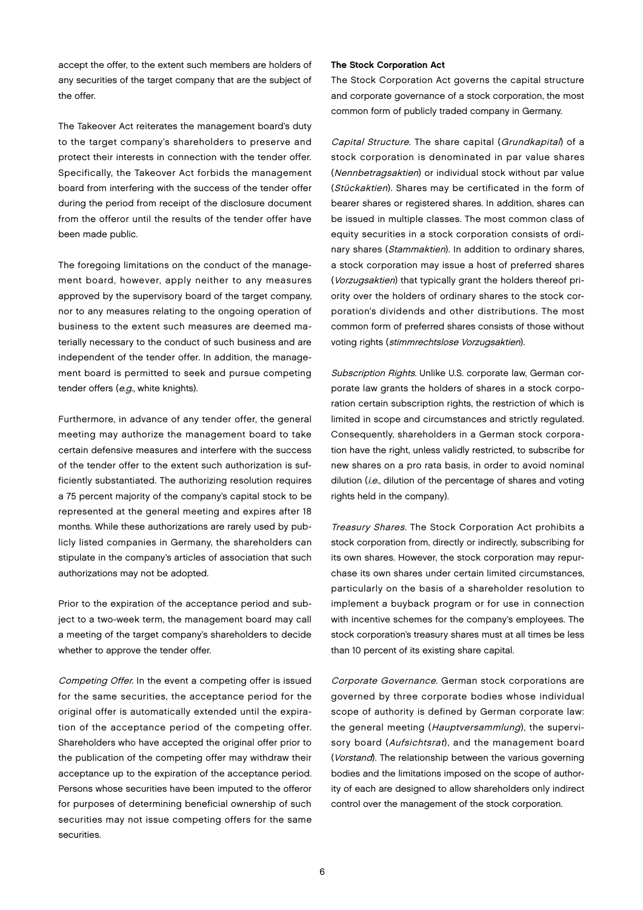accept the offer, to the extent such members are holders of any securities of the target company that are the subject of the offer.

The Takeover Act reiterates the management board's duty to the target company's shareholders to preserve and protect their interests in connection with the tender offer. Specifically, the Takeover Act forbids the management board from interfering with the success of the tender offer during the period from receipt of the disclosure document from the offeror until the results of the tender offer have been made public.

The foregoing limitations on the conduct of the management board, however, apply neither to any measures approved by the supervisory board of the target company, nor to any measures relating to the ongoing operation of business to the extent such measures are deemed materially necessary to the conduct of such business and are independent of the tender offer. In addition, the management board is permitted to seek and pursue competing tender offers (*e.g.*, white knights).

Furthermore, in advance of any tender offer, the general meeting may authorize the management board to take certain defensive measures and interfere with the success of the tender offer to the extent such authorization is sufficiently substantiated. The authorizing resolution requires a 75 percent majority of the company's capital stock to be represented at the general meeting and expires after 18 months. While these authorizations are rarely used by publicly listed companies in Germany, the shareholders can stipulate in the company's articles of association that such authorizations may not be adopted.

Prior to the expiration of the acceptance period and subject to a two-week term, the management board may call a meeting of the target company's shareholders to decide whether to approve the tender offer.

*Competing Offer.* In the event a competing offer is issued for the same securities, the acceptance period for the original offer is automatically extended until the expiration of the acceptance period of the competing offer. Shareholders who have accepted the original offer prior to the publication of the competing offer may withdraw their acceptance up to the expiration of the acceptance period. Persons whose securities have been imputed to the offeror for purposes of determining beneficial ownership of such securities may not issue competing offers for the same securities.

**The Stock Corporation Act**

The Stock Corporation Act governs the capital structure and corporate governance of a stock corporation, the most common form of publicly traded company in Germany.

*Capital Structure*. The share capital (*Grundkapital*) of a stock corporation is denominated in par value shares (*Nennbetragsaktien*) or individual stock without par value (*Stückaktien*). Shares may be certificated in the form of bearer shares or registered shares. In addition, shares can be issued in multiple classes. The most common class of equity securities in a stock corporation consists of ordinary shares (*Stammaktien*). In addition to ordinary shares, a stock corporation may issue a host of preferred shares (*Vorzugsaktien*) that typically grant the holders thereof priority over the holders of ordinary shares to the stock corporation's dividends and other distributions. The most common form of preferred shares consists of those without voting rights (*stimmrechtslose Vorzugsaktien*).

*Subscription Rights.* Unlike U.S. corporate law, German corporate law grants the holders of shares in a stock corporation certain subscription rights, the restriction of which is limited in scope and circumstances and strictly regulated. Consequently, shareholders in a German stock corporation have the right, unless validly restricted, to subscribe for new shares on a pro rata basis, in order to avoid nominal dilution (*i.e.*, dilution of the percentage of shares and voting rights held in the company).

*Treasury Shares.* The Stock Corporation Act prohibits a stock corporation from, directly or indirectly, subscribing for its own shares. However, the stock corporation may repurchase its own shares under certain limited circumstances, particularly on the basis of a shareholder resolution to implement a buyback program or for use in connection with incentive schemes for the company's employees. The stock corporation's treasury shares must at all times be less than 10 percent of its existing share capital.

*Corporate Governance*. German stock corporations are governed by three corporate bodies whose individual scope of authority is defined by German corporate law: the general meeting (*Hauptversammlung*), the supervisory board (*Aufsichtsrat*), and the management board (*Vorstand*). The relationship between the various governing bodies and the limitations imposed on the scope of authority of each are designed to allow shareholders only indirect control over the management of the stock corporation.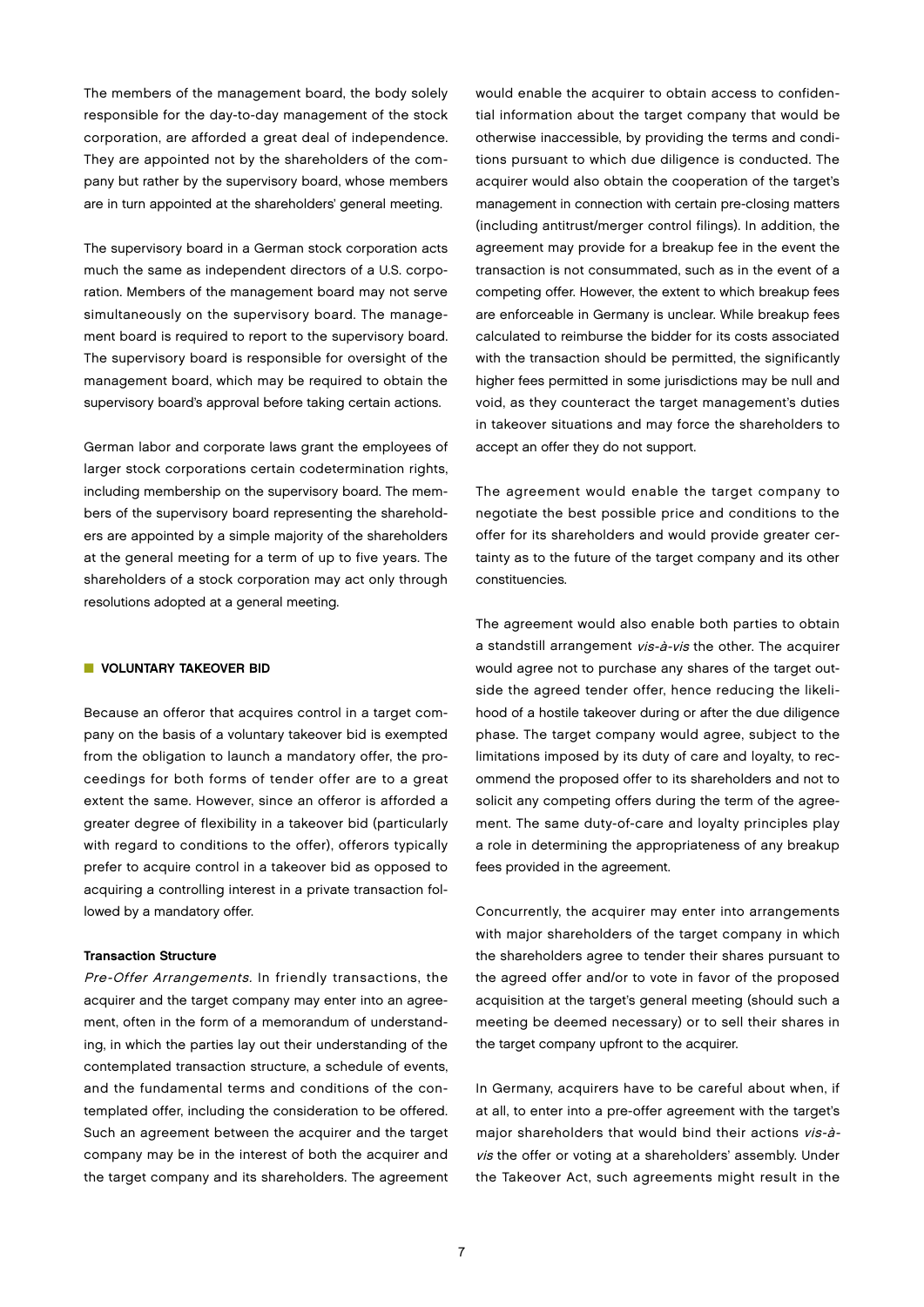The members of the management board, the body solely responsible for the day-to-day management of the stock corporation, are afforded a great deal of independence. They are appointed not by the shareholders of the company but rather by the supervisory board, whose members are in turn appointed at the shareholders' general meeting.

The supervisory board in a German stock corporation acts much the same as independent directors of a U.S. corporation. Members of the management board may not serve simultaneously on the supervisory board. The management board is required to report to the supervisory board. The supervisory board is responsible for oversight of the management board, which may be required to obtain the supervisory board's approval before taking certain actions.

German labor and corporate laws grant the employees of larger stock corporations certain codetermination rights, including membership on the supervisory board. The members of the supervisory board representing the shareholders are appointed by a simple majority of the shareholders at the general meeting for a term of up to five years. The shareholders of a stock corporation may act only through resolutions adopted at a general meeting.

## VOLUNTARY TAKEOVER BID

Because an offeror that acquires control in a target company on the basis of a voluntary takeover bid is exempted from the obligation to launch a mandatory offer, the proceedings for both forms of tender offer are to a great extent the same. However, since an offeror is afforded a greater degree of flexibility in a takeover bid (particularly with regard to conditions to the offer), offerors typically prefer to acquire control in a takeover bid as opposed to acquiring a controlling interest in a private transaction followed by a mandatory offer.

### Transaction Structure

*Pre-Offer Arrangements.* In friendly transactions, the acquirer and the target company may enter into an agreement, often in the form of a memorandum of understanding, in which the parties lay out their understanding of the contemplated transaction structure, a schedule of events, and the fundamental terms and conditions of the contemplated offer, including the consideration to be offered. Such an agreement between the acquirer and the target company may be in the interest of both the acquirer and the target company and its shareholders. The agreement would enable the acquirer to obtain access to confidential information about the target company that would be otherwise inaccessible, by providing the terms and conditions pursuant to which due diligence is conducted. The acquirer would also obtain the cooperation of the target's management in connection with certain pre-closing matters (including antitrust/merger control filings). In addition, the agreement may provide for a breakup fee in the event the transaction is not consummated, such as in the event of a competing offer. However, the extent to which breakup fees are enforceable in Germany is unclear. While breakup fees calculated to reimburse the bidder for its costs associated with the transaction should be permitted, the significantly higher fees permitted in some jurisdictions may be null and void, as they counteract the target management's duties in takeover situations and may force the shareholders to accept an offer they do not support.

The agreement would enable the target company to negotiate the best possible price and conditions to the offer for its shareholders and would provide greater certainty as to the future of the target company and its other constituencies.

The agreement would also enable both parties to obtain a standstill arrangement *vis-à-vis* the other. The acquirer would agree not to purchase any shares of the target outside the agreed tender offer, hence reducing the likelihood of a hostile takeover during or after the due diligence phase. The target company would agree, subject to the limitations imposed by its duty of care and loyalty, to recommend the proposed offer to its shareholders and not to solicit any competing offers during the term of the agreement. The same duty-of-care and loyalty principles play a role in determining the appropriateness of any breakup fees provided in the agreement.

Concurrently, the acquirer may enter into arrangements with major shareholders of the target company in which the shareholders agree to tender their shares pursuant to the agreed offer and/or to vote in favor of the proposed acquisition at the target's general meeting (should such a meeting be deemed necessary) or to sell their shares in the target company upfront to the acquirer.

In Germany, acquirers have to be careful about when, if at all, to enter into a pre-offer agreement with the target's major shareholders that would bind their actions *vis-à-vis* the offer or voting at a shareholders' assembly. Under the Takeover Act, such agreements might result in the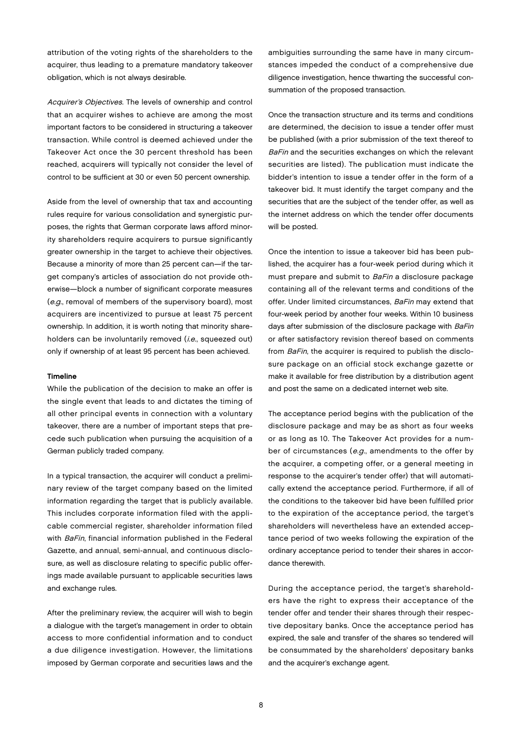attribution of the voting rights of the shareholders to the acquirer, thus leading to a premature mandatory takeover obligation, which is not always desirable.

*Acquirer's Objectives*. The levels of ownership and control that an acquirer wishes to achieve are among the most important factors to be considered in structuring a takeover transaction. While control is deemed achieved under the Takeover Act once the 30 percent threshold has been reached, acquirers will typically not consider the level of control to be sufficient at 30 or even 50 percent ownership.

Aside from the level of ownership that tax and accounting rules require for various consolidation and synergistic purposes, the rights that German corporate laws afford minority shareholders require acquirers to pursue significantly greater ownership in the target to achieve their objectives. Because a minority of more than 25 percent can—if the target company's articles of association do not provide otherwise—block a number of significant corporate measures (*e.g.*, removal of members of the supervisory board), most acquirers are incentivized to pursue at least 75 percent ownership. In addition, it is worth noting that minority shareholders can be involuntarily removed (*i.e.*, squeezed out) only if ownership of at least 95 percent has been achieved.

**Timeline**

While the publication of the decision to make an offer is the single event that leads to and dictates the timing of all other principal events in connection with a voluntary takeover, there are a number of important steps that precede such publication when pursuing the acquisition of a German publicly traded company.

In a typical transaction, the acquirer will conduct a preliminary review of the target company based on the limited information regarding the target that is publicly available. This includes corporate information filed with the applicable commercial register, shareholder information filed with *BaFin*, financial information published in the Federal Gazette, and annual, semi-annual, and continuous disclosure, as well as disclosure relating to specific public offerings made available pursuant to applicable securities laws and exchange rules.

After the preliminary review, the acquirer will wish to begin a dialogue with the target's management in order to obtain access to more confidential information and to conduct a due diligence investigation. However, the limitations imposed by German corporate and securities laws and the ambiguities surrounding the same have in many circumstances impeded the conduct of a comprehensive due diligence investigation, hence thwarting the successful consummation of the proposed transaction.

Once the transaction structure and its terms and conditions are determined, the decision to issue a tender offer must be published (with a prior submission of the text thereof to *BaFin* and the securities exchanges on which the relevant securities are listed). The publication must indicate the bidder's intention to issue a tender offer in the form of a takeover bid. It must identify the target company and the securities that are the subject of the tender offer, as well as the internet address on which the tender offer documents will be posted.

Once the intention to issue a takeover bid has been published, the acquirer has a four-week period during which it must prepare and submit to *BaFin* a disclosure package containing all of the relevant terms and conditions of the offer. Under limited circumstances, *BaFin* may extend that four-week period by another four weeks. Within 10 business days after submission of the disclosure package with *BaFin* or after satisfactory revision thereof based on comments from *BaFin*, the acquirer is required to publish the disclosure package on an official stock exchange gazette or make it available for free distribution by a distribution agent and post the same on a dedicated internet web site.

The acceptance period begins with the publication of the disclosure package and may be as short as four weeks or as long as 10. The Takeover Act provides for a number of circumstances (*e.g.*, amendments to the offer by the acquirer, a competing offer, or a general meeting in response to the acquirer's tender offer) that will automatically extend the acceptance period. Furthermore, if all of the conditions to the takeover bid have been fulfilled prior to the expiration of the acceptance period, the target's shareholders will nevertheless have an extended acceptance period of two weeks following the expiration of the ordinary acceptance period to tender their shares in accordance therewith.

During the acceptance period, the target's shareholders have the right to express their acceptance of the tender offer and tender their shares through their respective depositary banks. Once the acceptance period has expired, the sale and transfer of the shares so tendered will be consummated by the shareholders' depositary banks and the acquirer's exchange agent.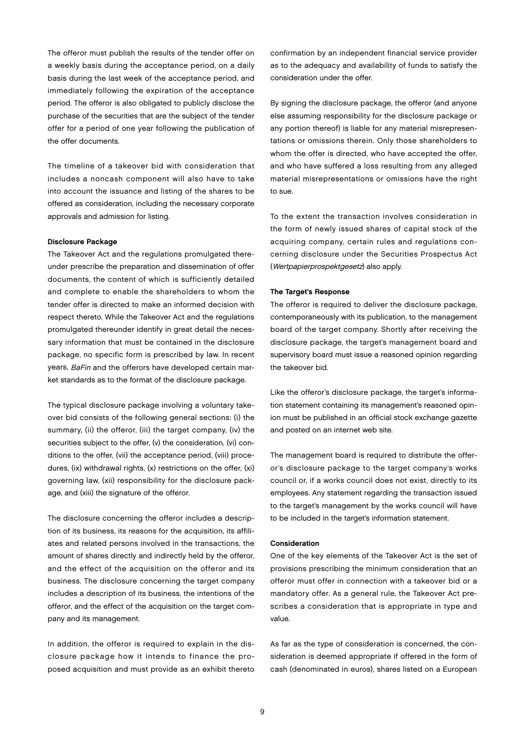The offeror must publish the results of the tender offer on a weekly basis during the acceptance period, on a daily basis during the last week of the acceptance period, and immediately following the expiration of the acceptance period. The offeror is also obligated to publicly disclose the purchase of the securities that are the subject of the tender offer for a period of one year following the publication of the offer documents.

The timeline of a takeover bid with consideration that includes a noncash component will also have to take into account the issuance and listing of the shares to be offered as consideration, including the necessary corporate approvals and admission for listing.

**Disclosure Package**

The Takeover Act and the regulations promulgated thereunder prescribe the preparation and dissemination of offer documents, the content of which is sufficiently detailed and complete to enable the shareholders to whom the tender offer is directed to make an informed decision with respect thereto. While the Takeover Act and the regulations promulgated thereunder identify in great detail the necessary information that must be contained in the disclosure package, no specific form is prescribed by law. In recent years, *BaFin* and the offerors have developed certain market standards as to the format of the disclosure package.

The typical disclosure package involving a voluntary takeover bid consists of the following general sections: (i) the summary, (ii) the offeror, (iii) the target company, (iv) the securities subject to the offer, (v) the consideration, (vi) conditions to the offer, (vii) the acceptance period, (viii) procedures, (ix) withdrawal rights, (x) restrictions on the offer, (xi) governing law, (xii) responsibility for the disclosure package, and (xiii) the signature of the offeror.

The disclosure concerning the offeror includes a description of its business, its reasons for the acquisition, its affiliates and related persons involved in the transactions, the amount of shares directly and indirectly held by the offeror, and the effect of the acquisition on the offeror and its business. The disclosure concerning the target company includes a description of its business, the intentions of the offeror, and the effect of the acquisition on the target company and its management.

In addition, the offeror is required to explain in the disclosure package how it intends to finance the proposed acquisition and must provide as an exhibit thereto confirmation by an independent financial service provider as to the adequacy and availability of funds to satisfy the consideration under the offer.

By signing the disclosure package, the offeror (and anyone else assuming responsibility for the disclosure package or any portion thereof) is liable for any material misrepresentations or omissions therein. Only those shareholders to whom the offer is directed, who have accepted the offer, and who have suffered a loss resulting from any alleged material misrepresentations or omissions have the right to sue.

To the extent the transaction involves consideration in the form of newly issued shares of capital stock of the acquiring company, certain rules and regulations concerning disclosure under the Securities Prospectus Act (*Wertpapierprospektgesetz*) also apply.

**The Target's Response**

The offeror is required to deliver the disclosure package, contemporaneously with its publication, to the management board of the target company. Shortly after receiving the disclosure package, the target's management board and supervisory board must issue a reasoned opinion regarding the takeover bid.

Like the offeror's disclosure package, the target's information statement containing its management's reasoned opinion must be published in an official stock exchange gazette and posted on an internet web site.

The management board is required to distribute the offeror's disclosure package to the target company's works council or, if a works council does not exist, directly to its employees. Any statement regarding the transaction issued to the target's management by the works council will have to be included in the target's information statement.

**Consideration**

One of the key elements of the Takeover Act is the set of provisions prescribing the minimum consideration that an offeror must offer in connection with a takeover bid or a mandatory offer. As a general rule, the Takeover Act prescribes a consideration that is appropriate in type and value.

As far as the type of consideration is concerned, the consideration is deemed appropriate if offered in the form of cash (denominated in euros), shares listed on a European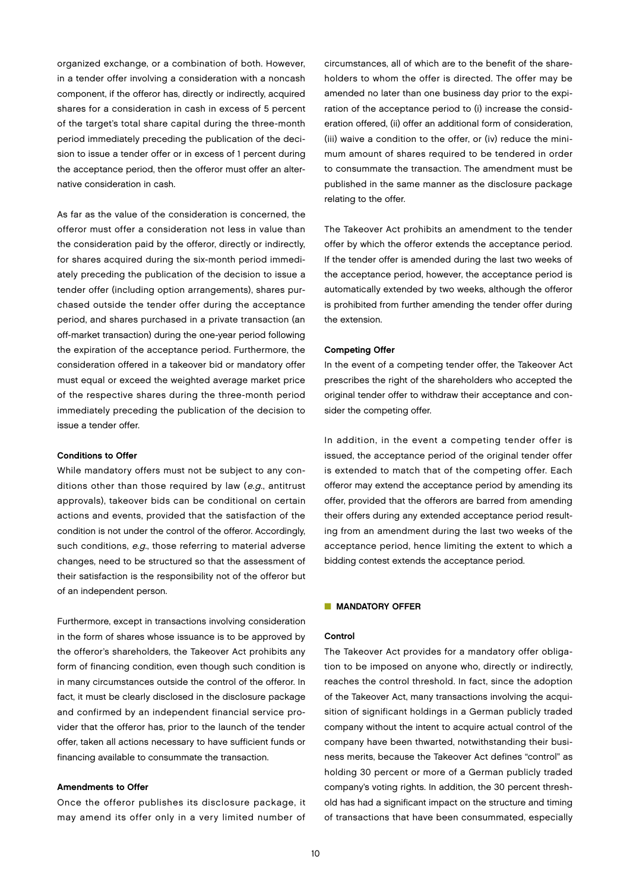organized exchange, or a combination of both. However, in a tender offer involving a consideration with a noncash component, if the offeror has, directly or indirectly, acquired shares for a consideration in cash in excess of 5 percent of the target's total share capital during the three-month period immediately preceding the publication of the decision to issue a tender offer or in excess of 1 percent during the acceptance period, then the offeror must offer an alternative consideration in cash.

As far as the value of the consideration is concerned, the offeror must offer a consideration not less in value than the consideration paid by the offeror, directly or indirectly, for shares acquired during the six-month period immediately preceding the publication of the decision to issue a tender offer (including option arrangements), shares purchased outside the tender offer during the acceptance period, and shares purchased in a private transaction (an off-market transaction) during the one-year period following the expiration of the acceptance period. Furthermore, the consideration offered in a takeover bid or mandatory offer must equal or exceed the weighted average market price of the respective shares during the three-month period immediately preceding the publication of the decision to issue a tender offer.

#### Conditions to Offer

While mandatory offers must not be subject to any conditions other than those required by law (*e.g.*, antitrust approvals), takeover bids can be conditional on certain actions and events, provided that the satisfaction of the condition is not under the control of the offeror. Accordingly, such conditions, *e.g.*, those referring to material adverse changes, need to be structured so that the assessment of their satisfaction is the responsibility not of the offeror but of an independent person.

Furthermore, except in transactions involving consideration in the form of shares whose issuance is to be approved by the offeror's shareholders, the Takeover Act prohibits any form of financing condition, even though such condition is in many circumstances outside the control of the offeror. In fact, it must be clearly disclosed in the disclosure package and confirmed by an independent financial service provider that the offeror has, prior to the launch of the tender offer, taken all actions necessary to have sufficient funds or financing available to consummate the transaction.

#### Amendments to Offer

Once the offeror publishes its disclosure package, it may amend its offer only in a very limited number of circumstances, all of which are to the benefit of the shareholders to whom the offer is directed. The offer may be amended no later than one business day prior to the expiration of the acceptance period to (i) increase the consideration offered, (ii) offer an additional form of consideration, (iii) waive a condition to the offer, or (iv) reduce the minimum amount of shares required to be tendered in order to consummate the transaction. The amendment must be published in the same manner as the disclosure package relating to the offer.

The Takeover Act prohibits an amendment to the tender offer by which the offeror extends the acceptance period. If the tender offer is amended during the last two weeks of the acceptance period, however, the acceptance period is automatically extended by two weeks, although the offeror is prohibited from further amending the tender offer during the extension.

#### Competing Offer

In the event of a competing tender offer, the Takeover Act prescribes the right of the shareholders who accepted the original tender offer to withdraw their acceptance and consider the competing offer.

In addition, in the event a competing tender offer is issued, the acceptance period of the original tender offer is extended to match that of the competing offer. Each offeror may extend the acceptance period by amending its offer, provided that the offerors are barred from amending their offers during any extended acceptance period resulting from an amendment during the last two weeks of the acceptance period, hence limiting the extent to which a bidding contest extends the acceptance period.

## MANDATORY OFFER

#### Control

The Takeover Act provides for a mandatory offer obligation to be imposed on anyone who, directly or indirectly, reaches the control threshold. In fact, since the adoption of the Takeover Act, many transactions involving the acquisition of significant holdings in a German publicly traded company without the intent to acquire actual control of the company have been thwarted, notwithstanding their business merits, because the Takeover Act defines "control" as holding 30 percent or more of a German publicly traded company's voting rights. In addition, the 30 percent threshold has had a significant impact on the structure and timing of transactions that have been consummated, especially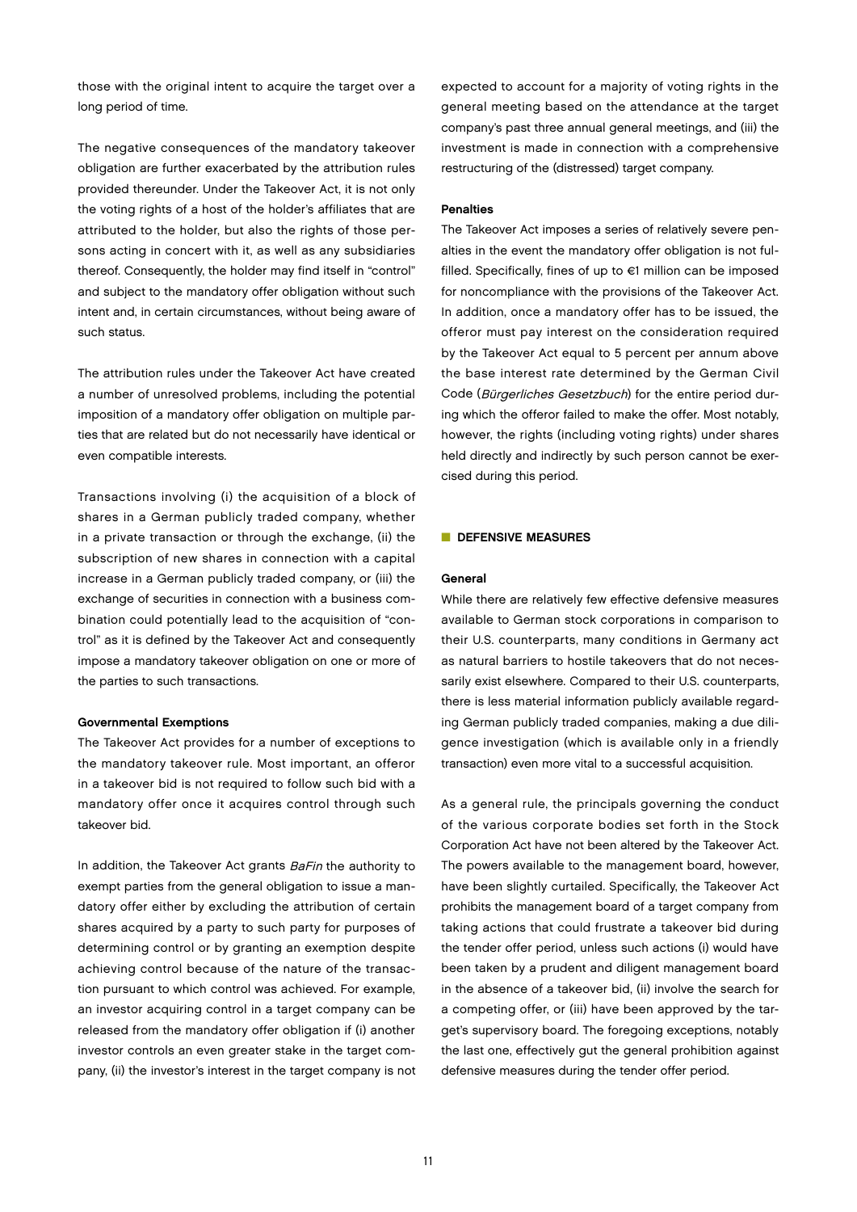those with the original intent to acquire the target over a long period of time.

The negative consequences of the mandatory takeover obligation are further exacerbated by the attribution rules provided thereunder. Under the Takeover Act, it is not only the voting rights of a host of the holder's affiliates that are attributed to the holder, but also the rights of those persons acting in concert with it, as well as any subsidiaries thereof. Consequently, the holder may find itself in "control" and subject to the mandatory offer obligation without such intent and, in certain circumstances, without being aware of such status.

The attribution rules under the Takeover Act have created a number of unresolved problems, including the potential imposition of a mandatory offer obligation on multiple parties that are related but do not necessarily have identical or even compatible interests.

Transactions involving (i) the acquisition of a block of shares in a German publicly traded company, whether in a private transaction or through the exchange, (ii) the subscription of new shares in connection with a capital increase in a German publicly traded company, or (iii) the exchange of securities in connection with a business combination could potentially lead to the acquisition of "control" as it is defined by the Takeover Act and consequently impose a mandatory takeover obligation on one or more of the parties to such transactions.

#### Governmental Exemptions

The Takeover Act provides for a number of exceptions to the mandatory takeover rule. Most important, an offeror in a takeover bid is not required to follow such bid with a mandatory offer once it acquires control through such takeover bid.

In addition, the Takeover Act grants *BaFin* the authority to exempt parties from the general obligation to issue a mandatory offer either by excluding the attribution of certain shares acquired by a party to such party for purposes of determining control or by granting an exemption despite achieving control because of the nature of the transaction pursuant to which control was achieved. For example, an investor acquiring control in a target company can be released from the mandatory offer obligation if (i) another investor controls an even greater stake in the target company, (ii) the investor's interest in the target company is not expected to account for a majority of voting rights in the general meeting based on the attendance at the target company's past three annual general meetings, and (iii) the investment is made in connection with a comprehensive restructuring of the (distressed) target company.

#### Penalties

The Takeover Act imposes a series of relatively severe penalties in the event the mandatory offer obligation is not fulfilled. Specifically, fines of up to €1 million can be imposed for noncompliance with the provisions of the Takeover Act. In addition, once a mandatory offer has to be issued, the offeror must pay interest on the consideration required by the Takeover Act equal to 5 percent per annum above the base interest rate determined by the German Civil Code (*Bürgerliches Gesetzbuch*) for the entire period during which the offeror failed to make the offer. Most notably, however, the rights (including voting rights) under shares held directly and indirectly by such person cannot be exercised during this period.

## DEFENSIVE MEASURES

#### General

While there are relatively few effective defensive measures available to German stock corporations in comparison to their U.S. counterparts, many conditions in Germany act as natural barriers to hostile takeovers that do not necessarily exist elsewhere. Compared to their U.S. counterparts, there is less material information publicly available regarding German publicly traded companies, making a due diligence investigation (which is available only in a friendly transaction) even more vital to a successful acquisition.

As a general rule, the principals governing the conduct of the various corporate bodies set forth in the Stock Corporation Act have not been altered by the Takeover Act. The powers available to the management board, however, have been slightly curtailed. Specifically, the Takeover Act prohibits the management board of a target company from taking actions that could frustrate a takeover bid during the tender offer period, unless such actions (i) would have been taken by a prudent and diligent management board in the absence of a takeover bid, (ii) involve the search for a competing offer, or (iii) have been approved by the target's supervisory board. The foregoing exceptions, notably the last one, effectively gut the general prohibition against defensive measures during the tender offer period.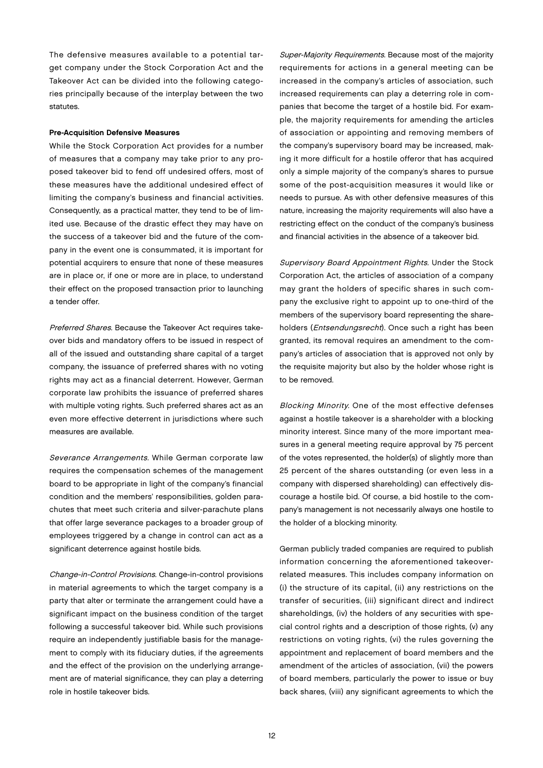The defensive measures available to a potential target company under the Stock Corporation Act and the Takeover Act can be divided into the following categories principally because of the interplay between the two statutes.

### Pre-Acquisition Defensive Measures

While the Stock Corporation Act provides for a number of measures that a company may take prior to any proposed takeover bid to fend off undesired offers, most of these measures have the additional undesired effect of limiting the company's business and financial activities. Consequently, as a practical matter, they tend to be of limited use. Because of the drastic effect they may have on the success of a takeover bid and the future of the company in the event one is consummated, it is important for potential acquirers to ensure that none of these measures are in place or, if one or more are in place, to understand their effect on the proposed transaction prior to launching a tender offer.

*Preferred Shares.* Because the Takeover Act requires takeover bids and mandatory offers to be issued in respect of all of the issued and outstanding share capital of a target company, the issuance of preferred shares with no voting rights may act as a financial deterrent. However, German corporate law prohibits the issuance of preferred shares with multiple voting rights. Such preferred shares act as an even more effective deterrent in jurisdictions where such measures are available.

*Severance Arrangements.* While German corporate law requires the compensation schemes of the management board to be appropriate in light of the company's financial condition and the members' responsibilities, golden parachutes that meet such criteria and silver-parachute plans that offer large severance packages to a broader group of employees triggered by a change in control can act as a significant deterrence against hostile bids.

*Change-in-Control Provisions.* Change-in-control provisions in material agreements to which the target company is a party that alter or terminate the arrangement could have a significant impact on the business condition of the target following a successful takeover bid. While such provisions require an independently justifiable basis for the management to comply with its fiduciary duties, if the agreements and the effect of the provision on the underlying arrangement are of material significance, they can play a deterring role in hostile takeover bids.

*Super-Majority Requirements.* Because most of the majority requirements for actions in a general meeting can be increased in the company's articles of association, such increased requirements can play a deterring role in companies that become the target of a hostile bid. For example, the majority requirements for amending the articles of association or appointing and removing members of the company's supervisory board may be increased, making it more difficult for a hostile offeror that has acquired only a simple majority of the company's shares to pursue some of the post-acquisition measures it would like or needs to pursue. As with other defensive measures of this nature, increasing the majority requirements will also have a restricting effect on the conduct of the company's business and financial activities in the absence of a takeover bid.

*Supervisory Board Appointment Rights.* Under the Stock Corporation Act, the articles of association of a company may grant the holders of specific shares in such company the exclusive right to appoint up to one-third of the members of the supervisory board representing the shareholders (*Entsendungsrecht*). Once such a right has been granted, its removal requires an amendment to the company's articles of association that is approved not only by the requisite majority but also by the holder whose right is to be removed.

*Blocking Minority.* One of the most effective defenses against a hostile takeover is a shareholder with a blocking minority interest. Since many of the more important measures in a general meeting require approval by 75 percent of the votes represented, the holder(s) of slightly more than 25 percent of the shares outstanding (or even less in a company with dispersed shareholding) can effectively discourage a hostile bid. Of course, a bid hostile to the company's management is not necessarily always one hostile to the holder of a blocking minority.

German publicly traded companies are required to publish information concerning the aforementioned takeover-related measures. This includes company information on (i) the structure of its capital, (ii) any restrictions on the transfer of securities, (iii) significant direct and indirect shareholdings, (iv) the holders of any securities with special control rights and a description of those rights, (v) any restrictions on voting rights, (vi) the rules governing the appointment and replacement of board members and the amendment of the articles of association, (vii) the powers of board members, particularly the power to issue or buy back shares, (viii) any significant agreements to which the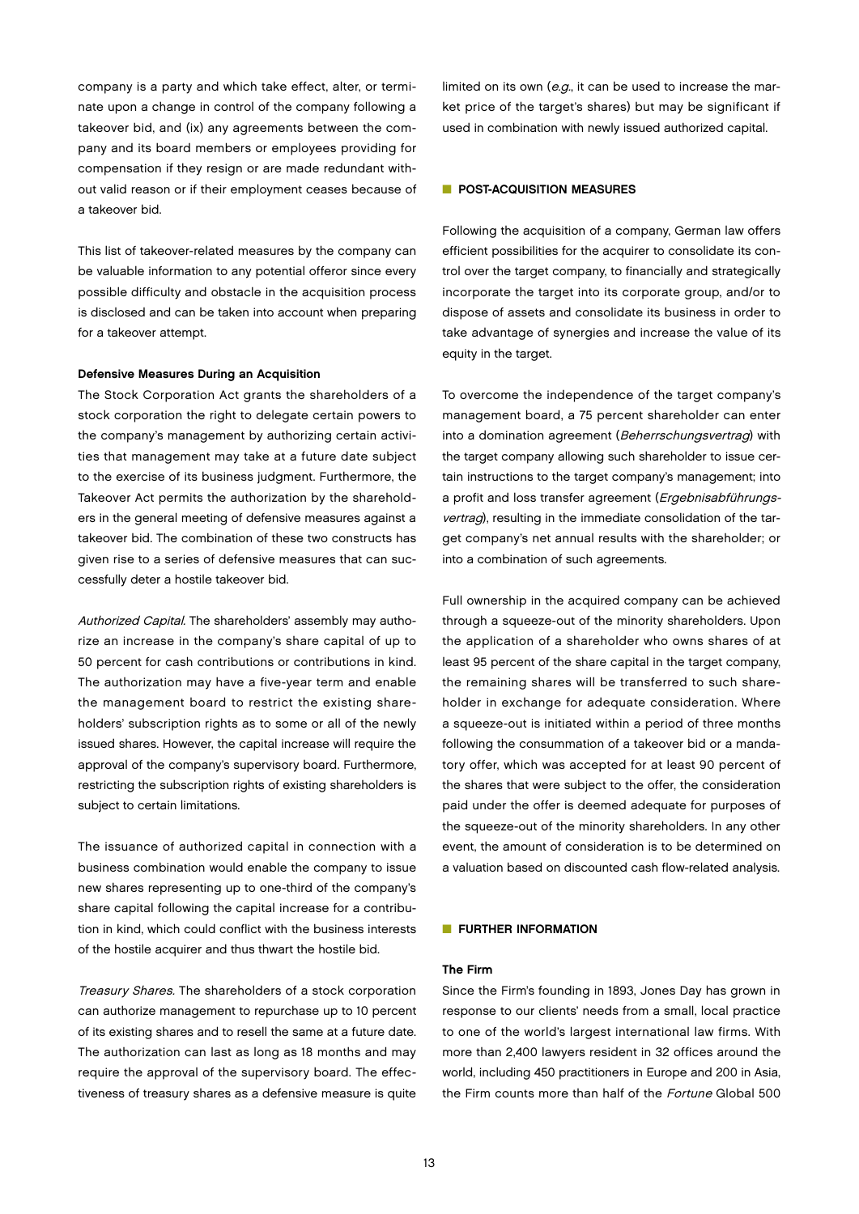company is a party and which take effect, alter, or terminate upon a change in control of the company following a takeover bid, and (ix) any agreements between the company and its board members or employees providing for compensation if they resign or are made redundant without valid reason or if their employment ceases because of a takeover bid.

This list of takeover-related measures by the company can be valuable information to any potential offeror since every possible difficulty and obstacle in the acquisition process is disclosed and can be taken into account when preparing for a takeover attempt.

#### Defensive Measures During an Acquisition

The Stock Corporation Act grants the shareholders of a stock corporation the right to delegate certain powers to the company's management by authorizing certain activities that management may take at a future date subject to the exercise of its business judgment. Furthermore, the Takeover Act permits the authorization by the shareholders in the general meeting of defensive measures against a takeover bid. The combination of these two constructs has given rise to a series of defensive measures that can successfully deter a hostile takeover bid.

*Authorized Capital.* The shareholders' assembly may authorize an increase in the company's share capital of up to 50 percent for cash contributions or contributions in kind. The authorization may have a five-year term and enable the management board to restrict the existing shareholders' subscription rights as to some or all of the newly issued shares. However, the capital increase will require the approval of the company's supervisory board. Furthermore, restricting the subscription rights of existing shareholders is subject to certain limitations.

The issuance of authorized capital in connection with a business combination would enable the company to issue new shares representing up to one-third of the company's share capital following the capital increase for a contribution in kind, which could conflict with the business interests of the hostile acquirer and thus thwart the hostile bid.

*Treasury Shares.* The shareholders of a stock corporation can authorize management to repurchase up to 10 percent of its existing shares and to resell the same at a future date. The authorization can last as long as 18 months and may require the approval of the supervisory board. The effectiveness of treasury shares as a defensive measure is quite limited on its own (*e.g.*, it can be used to increase the market price of the target's shares) but may be significant if used in combination with newly issued authorized capital.

## POST-ACQUISITION MEASURES

Following the acquisition of a company, German law offers efficient possibilities for the acquirer to consolidate its control over the target company, to financially and strategically incorporate the target into its corporate group, and/or to dispose of assets and consolidate its business in order to take advantage of synergies and increase the value of its equity in the target.

To overcome the independence of the target company's management board, a 75 percent shareholder can enter into a domination agreement (*Beherrschungsvertrag*) with the target company allowing such shareholder to issue certain instructions to the target company's management; into a profit and loss transfer agreement (*Ergebnisabführungsvertrag*), resulting in the immediate consolidation of the target company's net annual results with the shareholder; or into a combination of such agreements.

Full ownership in the acquired company can be achieved through a squeeze-out of the minority shareholders. Upon the application of a shareholder who owns shares of at least 95 percent of the share capital in the target company, the remaining shares will be transferred to such shareholder in exchange for adequate consideration. Where a squeeze-out is initiated within a period of three months following the consummation of a takeover bid or a mandatory offer, which was accepted for at least 90 percent of the shares that were subject to the offer, the consideration paid under the offer is deemed adequate for purposes of the squeeze-out of the minority shareholders. In any other event, the amount of consideration is to be determined on a valuation based on discounted cash flow-related analysis.

## FURTHER INFORMATION

#### The Firm

Since the Firm's founding in 1893, Jones Day has grown in response to our clients' needs from a small, local practice to one of the world's largest international law firms. With more than 2,400 lawyers resident in 32 offices around the world, including 450 practitioners in Europe and 200 in Asia, the Firm counts more than half of the *Fortune* Global 500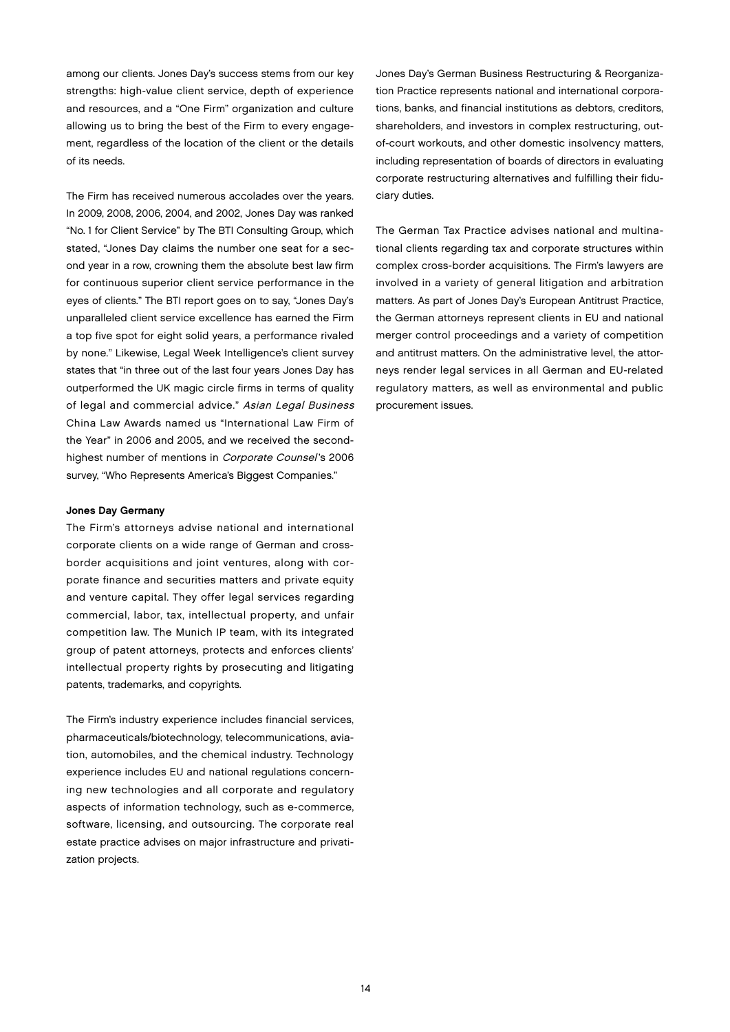among our clients. Jones Day's success stems from our key strengths: high-value client service, depth of experience and resources, and a "One Firm" organization and culture allowing us to bring the best of the Firm to every engagement, regardless of the location of the client or the details of its needs.

The Firm has received numerous accolades over the years. In 2009, 2008, 2006, 2004, and 2002, Jones Day was ranked "No. 1 for Client Service" by The BTI Consulting Group, which stated, "Jones Day claims the number one seat for a second year in a row, crowning them the absolute best law firm for continuous superior client service performance in the eyes of clients." The BTI report goes on to say, "Jones Day's unparalleled client service excellence has earned the Firm a top five spot for eight solid years, a performance rivaled by none." Likewise, Legal Week Intelligence's client survey states that "in three out of the last four years Jones Day has outperformed the UK magic circle firms in terms of quality of legal and commercial advice." *Asian Legal Business* China Law Awards named us "International Law Firm of the Year" in 2006 and 2005, and we received the second-highest number of mentions in *Corporate Counsel*'s 2006 survey, "Who Represents America's Biggest Companies."

**Jones Day Germany**

The Firm's attorneys advise national and international corporate clients on a wide range of German and cross-border acquisitions and joint ventures, along with corporate finance and securities matters and private equity and venture capital. They offer legal services regarding commercial, labor, tax, intellectual property, and unfair competition law. The Munich IP team, with its integrated group of patent attorneys, protects and enforces clients' intellectual property rights by prosecuting and litigating patents, trademarks, and copyrights.

The Firm's industry experience includes financial services, pharmaceuticals/biotechnology, telecommunications, aviation, automobiles, and the chemical industry. Technology experience includes EU and national regulations concerning new technologies and all corporate and regulatory aspects of information technology, such as e-commerce, software, licensing, and outsourcing. The corporate real estate practice advises on major infrastructure and privatization projects.

Jones Day's German Business Restructuring & Reorganization Practice represents national and international corporations, banks, and financial institutions as debtors, creditors, shareholders, and investors in complex restructuring, out-of-court workouts, and other domestic insolvency matters, including representation of boards of directors in evaluating corporate restructuring alternatives and fulfilling their fiduciary duties.

The German Tax Practice advises national and multinational clients regarding tax and corporate structures within complex cross-border acquisitions. The Firm's lawyers are involved in a variety of general litigation and arbitration matters. As part of Jones Day's European Antitrust Practice, the German attorneys represent clients in EU and national merger control proceedings and a variety of competition and antitrust matters. On the administrative level, the attorneys render legal services in all German and EU-related regulatory matters, as well as environmental and public procurement issues.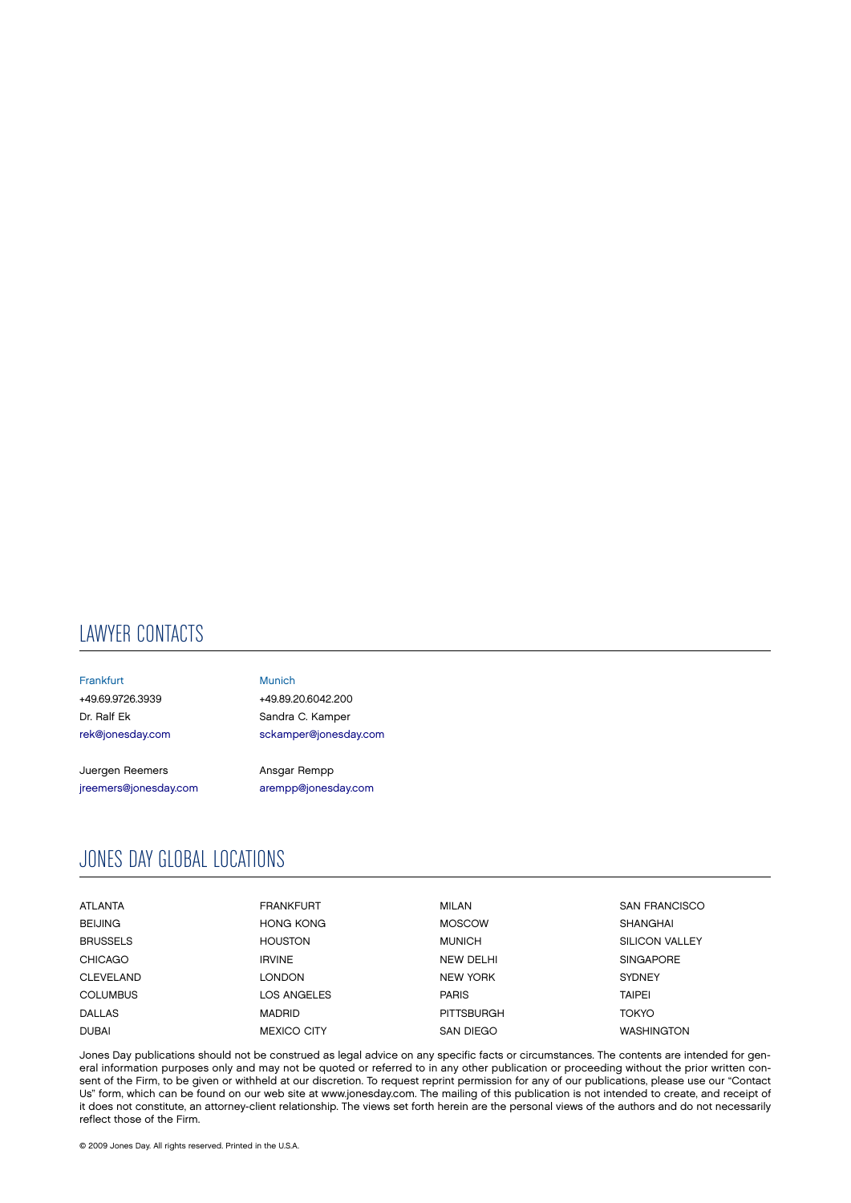## LAWYER CONTACTS

**Frankfurt**
+49.69.9726.3939

Dr. Ralf Ek
rek@jonesday.com

Juergen Reemers
jreemers@jonesday.com

**Munich**
+49.89.20.6042.200

Sandra C. Kamper
sckamper@jonesday.com

Ansgar Rempp
arempp@jonesday.com

## JONES DAY GLOBAL LOCATIONS

| | | | |
|---|---|---|---|
| ATLANTA | FRANKFURT | MILAN | SAN FRANCISCO |
| BEIJING | HONG KONG | MOSCOW | SHANGHAI |
| BRUSSELS | HOUSTON | MUNICH | SILICON VALLEY |
| CHICAGO | IRVINE | NEW DELHI | SINGAPORE |
| CLEVELAND | LONDON | NEW YORK | SYDNEY |
| COLUMBUS | LOS ANGELES | PARIS | TAIPEI |
| DALLAS | MADRID | PITTSBURGH | TOKYO |
| DUBAI | MEXICO CITY | SAN DIEGO | WASHINGTON |

Jones Day publications should not be construed as legal advice on any specific facts or circumstances. The contents are intended for general information purposes only and may not be quoted or referred to in any other publication or proceeding without the prior written consent of the Firm, to be given or withheld at our discretion. To request reprint permission for any of our publications, please use our "Contact Us" form, which can be found on our web site at www.jonesday.com. The mailing of this publication is not intended to create, and receipt of it does not constitute, an attorney-client relationship. The views set forth herein are the personal views of the authors and do not necessarily reflect those of the Firm.

© 2009 Jones Day. All rights reserved. Printed in the U.S.A.